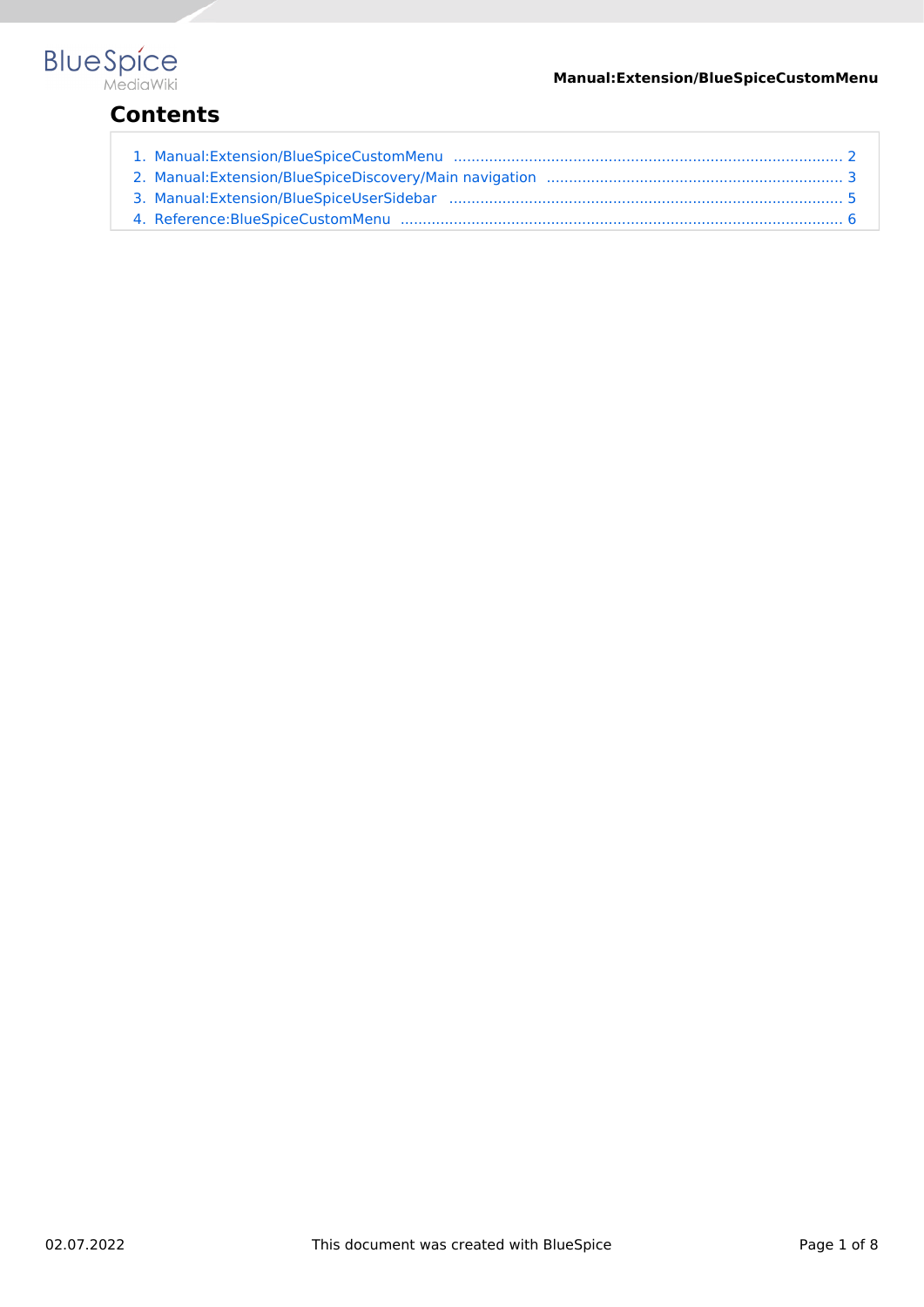# Contents

1. Manual:Extension/BlueSpiceCustomMenu .......................................................................................... 2
2. Manual:Extension/BlueSpiceDiscovery/Main navigation ................................................................... 3
3. Manual:Extension/BlueSpiceUserSidebar ......................................................................................... 5
4. Reference:BlueSpiceCustomMenu ...................................................................................................... 6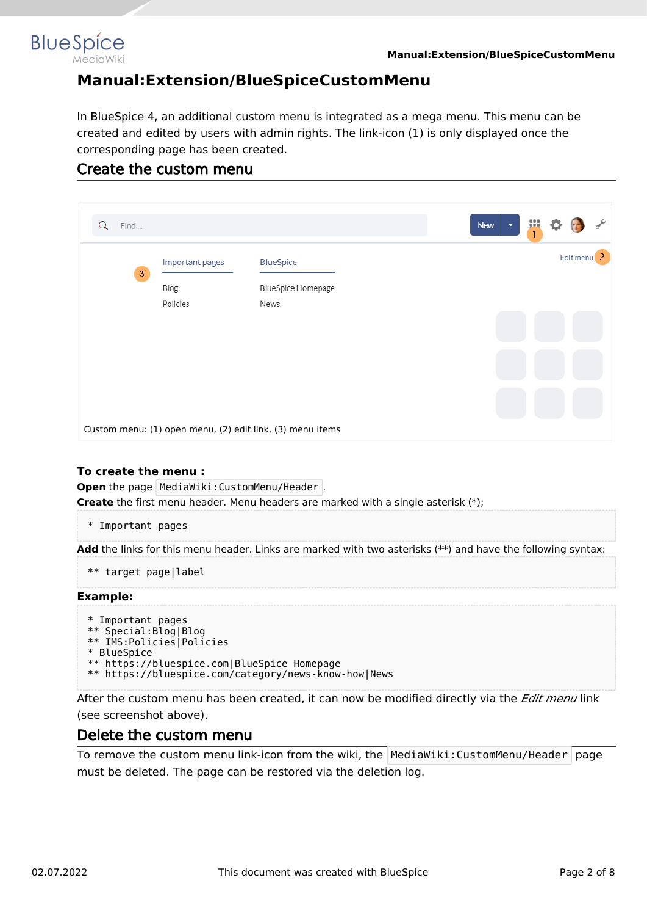# Manual:Extension/BlueSpiceCustomMenu

In BlueSpice 4, an additional custom menu is integrated as a mega menu. This menu can be created and edited by users with admin rights. The link-icon (1) is only displayed once the corresponding page has been created.

## Create the custom menu

Custom menu: (1) open menu, (2) edit link, (3) menu items

**To create the menu :**

**Open** the page `MediaWiki:CustomMenu/Header`.

**Create** the first menu header. Menu headers are marked with a single asterisk (*);

```
* Important pages
```

**Add** the links for this menu header. Links are marked with two asterisks (**) and have the following syntax:

```
** target page|label
```

**Example:**

```
* Important pages
** Special:Blog|Blog
** IMS:Policies|Policies
* BlueSpice
** https://bluespice.com|BlueSpice Homepage
** https://bluespice.com/category/news-know-how|News
```

After the custom menu has been created, it can now be modified directly via the *Edit menu* link (see screenshot above).

## Delete the custom menu

To remove the custom menu link-icon from the wiki, the `MediaWiki:CustomMenu/Header` page must be deleted. The page can be restored via the deletion log.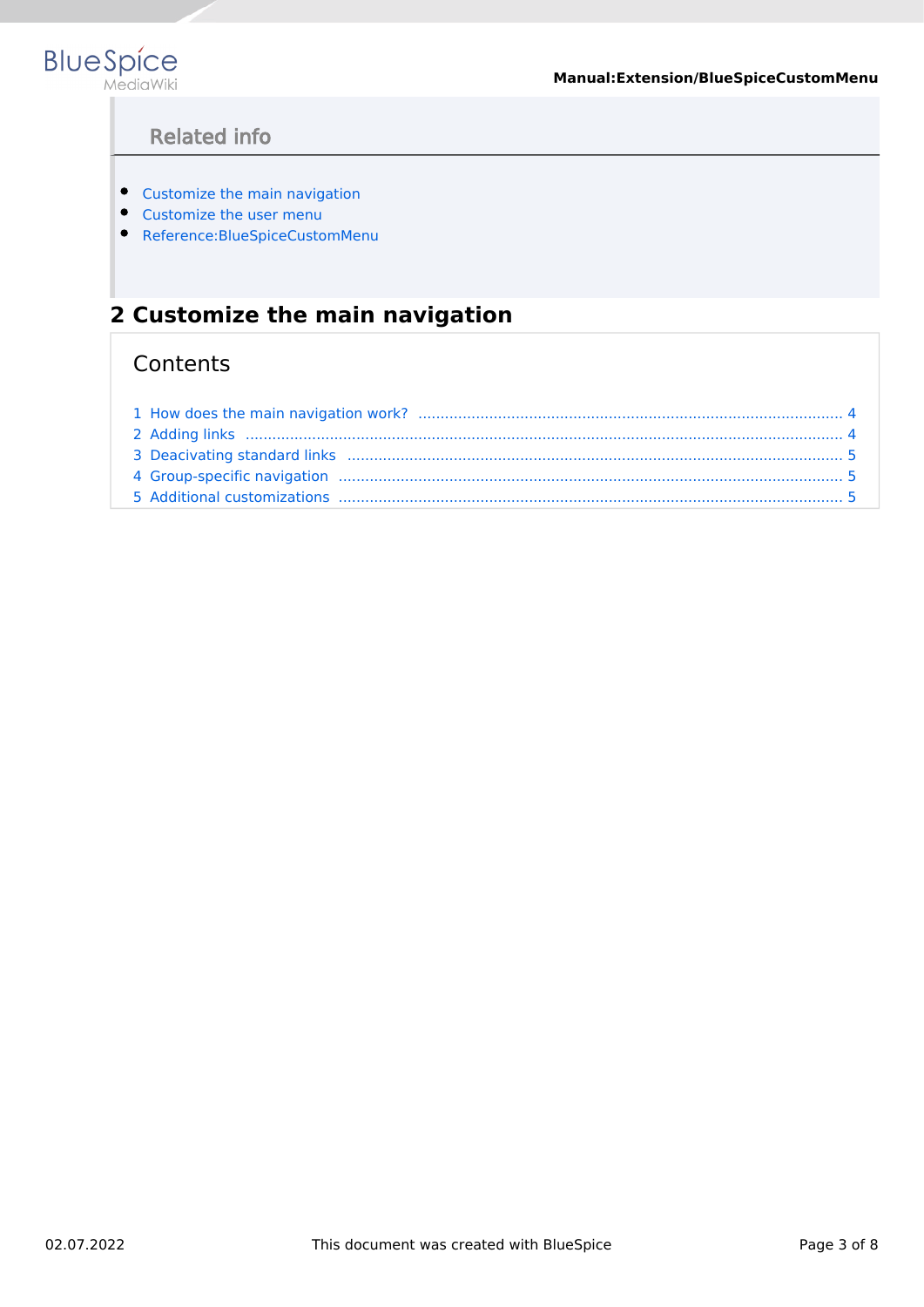### Related info

- Customize the main navigation
- Customize the user menu
- Reference:BlueSpiceCustomMenu

## 2 Customize the main navigation

Contents

1 How does the main navigation work? ..... 4
2 Adding links ..... 4
3 Deacivating standard links ..... 5
4 Group-specific navigation ..... 5
5 Additional customizations ..... 5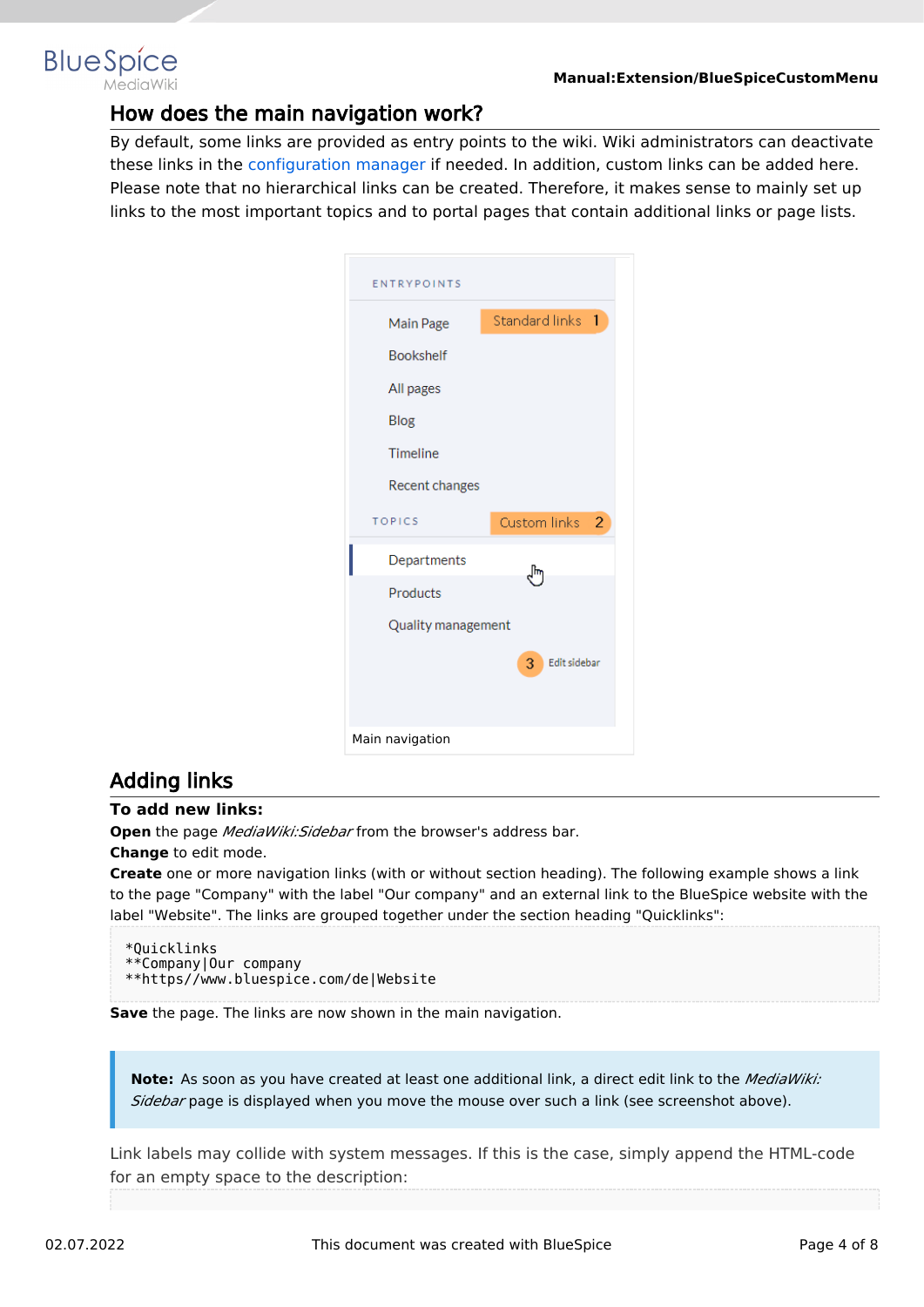## How does the main navigation work?

By default, some links are provided as entry points to the wiki. Wiki administrators can deactivate these links in the configuration manager if needed. In addition, custom links can be added here. Please note that no hierarchical links can be created. Therefore, it makes sense to mainly set up links to the most important topics and to portal pages that contain additional links or page lists.

Main navigation

## Adding links

**To add new links:**

**Open** the page *MediaWiki:Sidebar* from the browser's address bar.
**Change** to edit mode.
**Create** one or more navigation links (with or without section heading). The following example shows a link to the page "Company" with the label "Our company" and an external link to the BlueSpice website with the label "Website". The links are grouped together under the section heading "Quicklinks":

```
*Quicklinks
**Company|Our company
**https//www.bluespice.com/de|Website
```

**Save** the page. The links are now shown in the main navigation.

> **Note:** As soon as you have created at least one additional link, a direct edit link to the *MediaWiki:Sidebar* page is displayed when you move the mouse over such a link (see screenshot above).

Link labels may collide with system messages. If this is the case, simply append the HTML-code for an empty space to the description: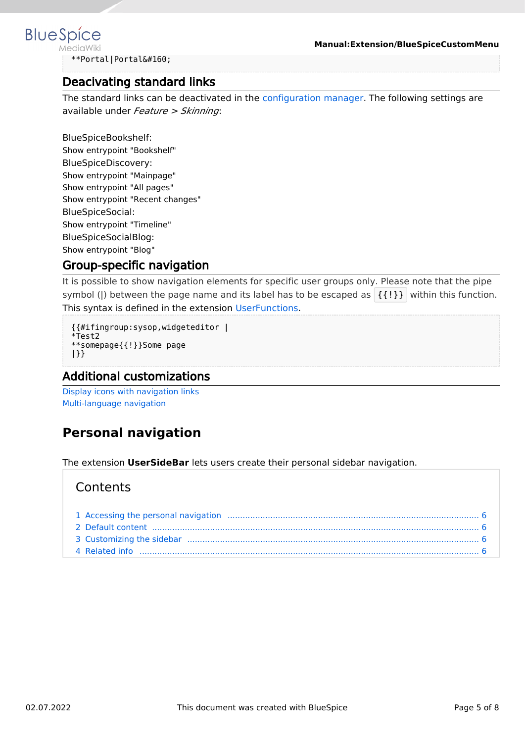```
**Portal|Portal&#160;
```

## Deacivating standard links

The standard links can be deactivated in the configuration manager. The following settings are available under *Feature > Skinning*:

BlueSpiceBookshelf:
Show entrypoint "Bookshelf"
BlueSpiceDiscovery:
Show entrypoint "Mainpage"
Show entrypoint "All pages"
Show entrypoint "Recent changes"
BlueSpiceSocial:
Show entrypoint "Timeline"
BlueSpiceSocialBlog:
Show entrypoint "Blog"

## Group-specific navigation

It is possible to show navigation elements for specific user groups only. Please note that the pipe symbol (|) between the page name and its label has to be escaped as `{{!}}` within this function. This syntax is defined in the extension UserFunctions.

```
{{#ifingroup:sysop,widgeteditor |
*Test2
**somepage{{!}}Some page
|}}
```

## Additional customizations

Display icons with navigation links
Multi-language navigation

# Personal navigation

The extension **UserSideBar** lets users create their personal sidebar navigation.

Contents

1 Accessing the personal navigation ..... 6
2 Default content ..... 6
3 Customizing the sidebar ..... 6
4 Related info ..... 6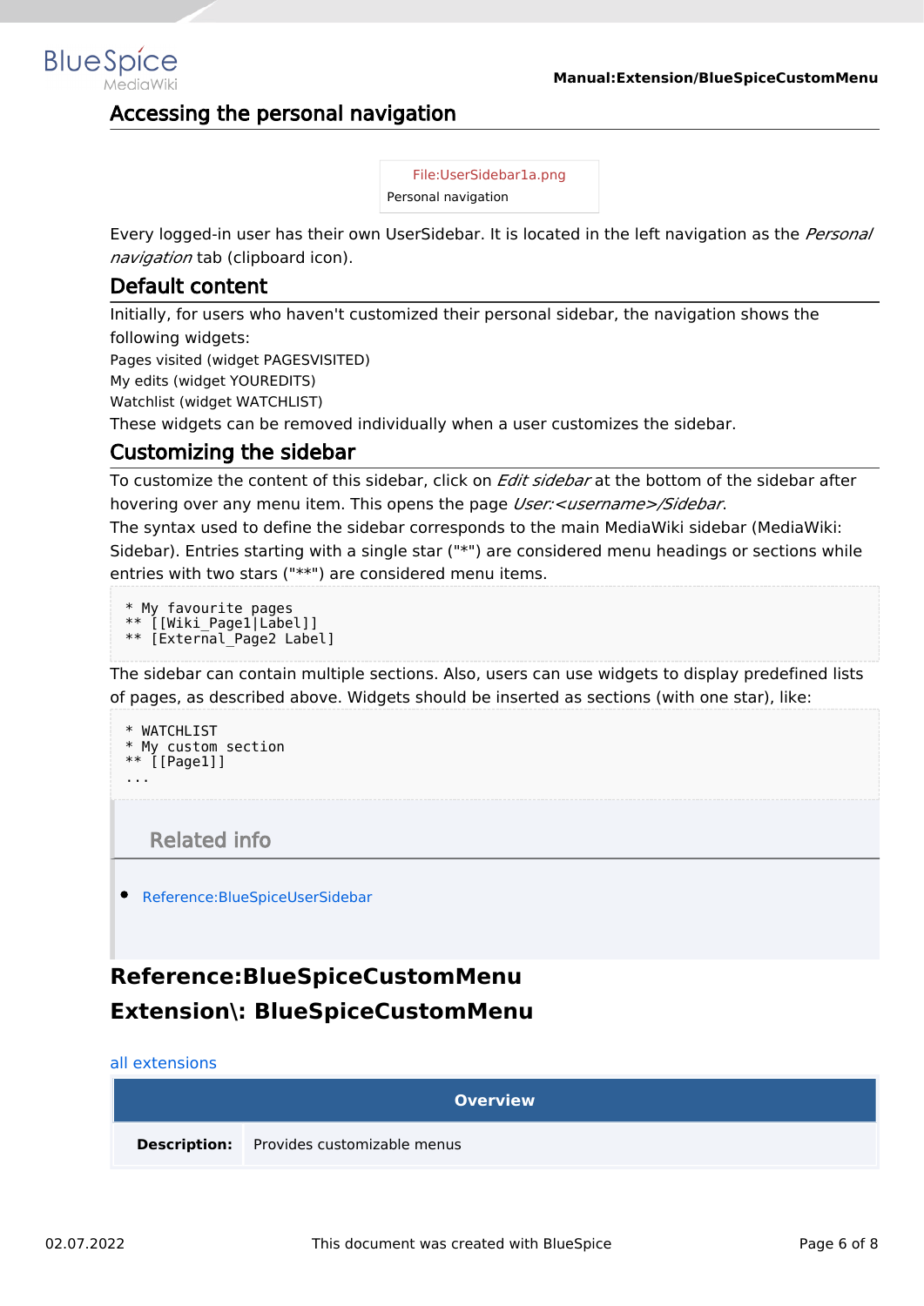## Accessing the personal navigation

File:UserSidebar1a.png
Personal navigation

Every logged-in user has their own UserSidebar. It is located in the left navigation as the *Personal navigation* tab (clipboard icon).

## Default content

Initially, for users who haven't customized their personal sidebar, the navigation shows the following widgets:

Pages visited (widget PAGESVISITED)
My edits (widget YOUREDITS)
Watchlist (widget WATCHLIST)

These widgets can be removed individually when a user customizes the sidebar.

## Customizing the sidebar

To customize the content of this sidebar, click on *Edit sidebar* at the bottom of the sidebar after hovering over any menu item. This opens the page *User:<username>/Sidebar*.

The syntax used to define the sidebar corresponds to the main MediaWiki sidebar (MediaWiki: Sidebar). Entries starting with a single star ("*") are considered menu headings or sections while entries with two stars ("**") are considered menu items.

```
* My favourite pages
** [[Wiki_Page1|Label]]
** [External_Page2 Label]
```

The sidebar can contain multiple sections. Also, users can use widgets to display predefined lists of pages, as described above. Widgets should be inserted as sections (with one star), like:

```
* WATCHLIST
* My custom section
** [[Page1]]
...
```

### Related info

- Reference:BlueSpiceUserSidebar

# Reference:BlueSpiceCustomMenu

# Extension\: BlueSpiceCustomMenu

all extensions

| Overview | |
|---|---|
| **Description:** | Provides customizable menus |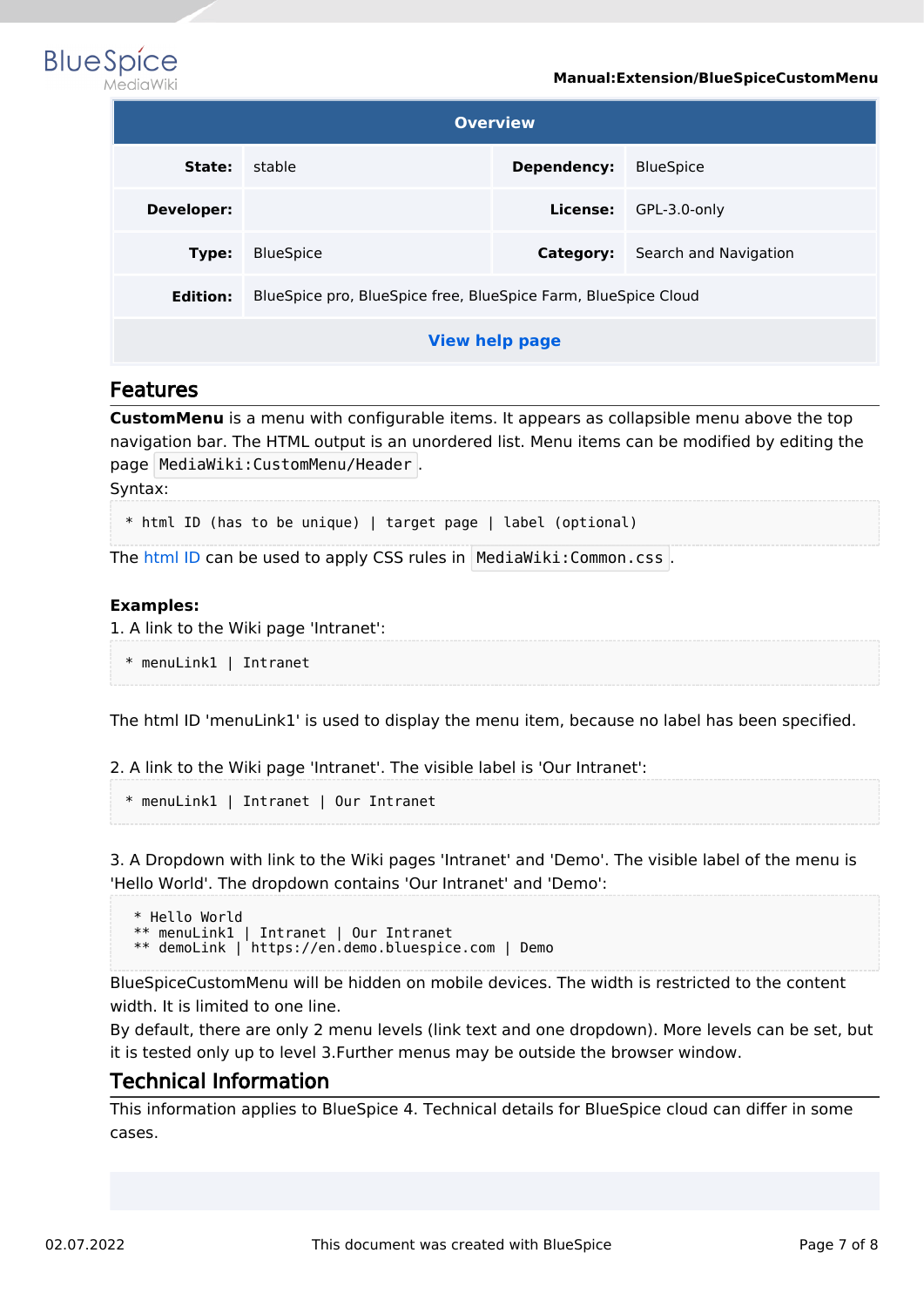| Overview | | | |
|---|---|---|---|
| **State:** | stable | **Dependency:** | BlueSpice |
| **Developer:** | | **License:** | GPL-3.0-only |
| **Type:** | BlueSpice | **Category:** | Search and Navigation |
| **Edition:** | BlueSpice pro, BlueSpice free, BlueSpice Farm, BlueSpice Cloud | | |
| **View help page** | | | |

## Features

**CustomMenu** is a menu with configurable items. It appears as collapsible menu above the top navigation bar. The HTML output is an unordered list. Menu items can be modified by editing the page `MediaWiki:CustomMenu/Header`.

Syntax:

```
* html ID (has to be unique) | target page | label (optional)
```

The html ID can be used to apply CSS rules in `MediaWiki:Common.css`.

**Examples:**

1. A link to the Wiki page 'Intranet':

```
* menuLink1 | Intranet
```

The html ID 'menuLink1' is used to display the menu item, because no label has been specified.

2. A link to the Wiki page 'Intranet'. The visible label is 'Our Intranet':

```
* menuLink1 | Intranet | Our Intranet
```

3. A Dropdown with link to the Wiki pages 'Intranet' and 'Demo'. The visible label of the menu is 'Hello World'. The dropdown contains 'Our Intranet' and 'Demo':

```
 * Hello World
 ** menuLink1 | Intranet | Our Intranet
 ** demoLink | https://en.demo.bluespice.com | Demo
```

BlueSpiceCustomMenu will be hidden on mobile devices. The width is restricted to the content width. It is limited to one line.

By default, there are only 2 menu levels (link text and one dropdown). More levels can be set, but it is tested only up to level 3.Further menus may be outside the browser window.

## Technical Information

This information applies to BlueSpice 4. Technical details for BlueSpice cloud can differ in some cases.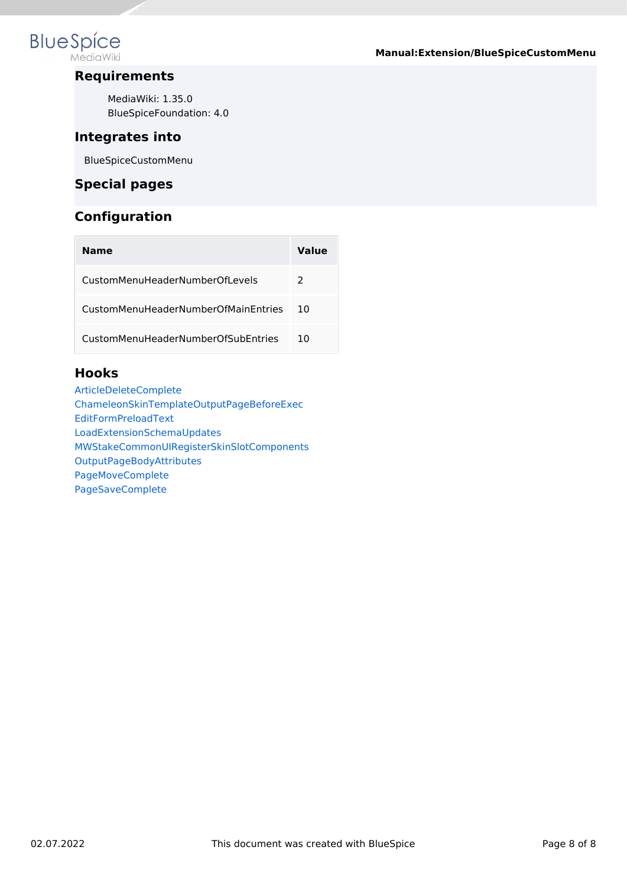## Requirements

MediaWiki: 1.35.0
BlueSpiceFoundation: 4.0

## Integrates into

BlueSpiceCustomMenu

## Special pages

## Configuration

| Name | Value |
|---|---|
| CustomMenuHeaderNumberOfLevels | 2 |
| CustomMenuHeaderNumberOfMainEntries | 10 |
| CustomMenuHeaderNumberOfSubEntries | 10 |

## Hooks

ArticleDeleteComplete
ChameleonSkinTemplateOutputPageBeforeExec
EditFormPreloadText
LoadExtensionSchemaUpdates
MWStakeCommonUIRegisterSkinSlotComponents
OutputPageBodyAttributes
PageMoveComplete
PageSaveComplete